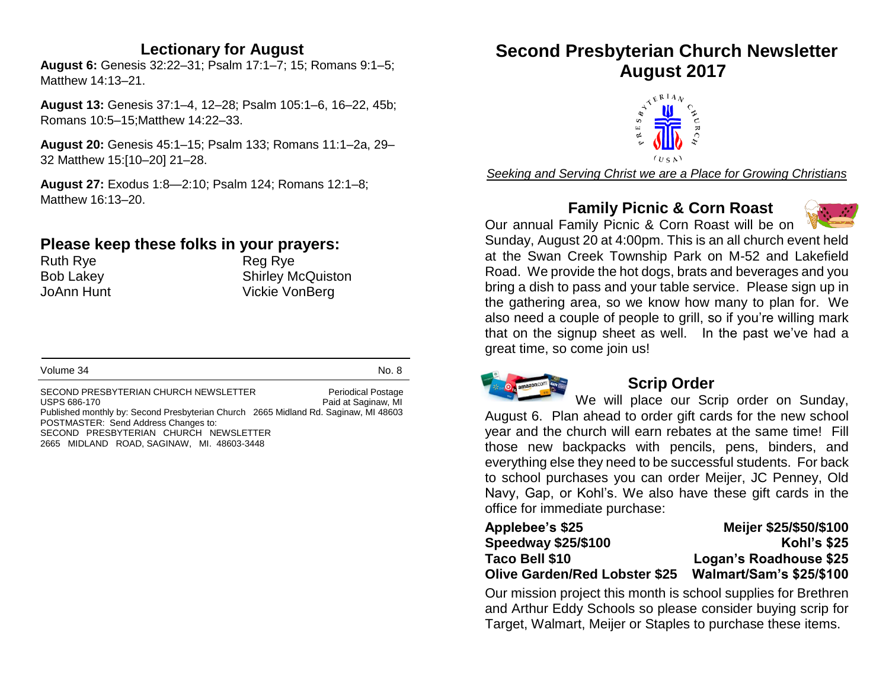## Lectionary for August

**August 6:** Genesis 32:22–31; Psalm 17:1–7; 15; Romans 9:1–5; Matthew 14:13–21.

**August 13:** Genesis 37:1–4, 12–28; Psalm 105:1–6, 16–22, 45b; Romans 10:5–15;Matthew 14:22–33.

**August 20:** Genesis 45:1–15; Psalm 133; Romans 11:1–2a, 29–32 Matthew 15:[10–20] 21–28.

**August 27:** Exodus 1:8—2:10; Psalm 124; Romans 12:1–8; Matthew 16:13–20.

## Please keep these folks in your prayers:

| | |
|---|---|
| Ruth Rye | Reg Rye |
| Bob Lakey | Shirley McQuiston |
| JoAnn Hunt | Vickie VonBerg |

Volume 34 No. 8

SECOND PRESBYTERIAN CHURCH NEWSLETTER Periodical Postage
USPS 686-170 Paid at Saginaw, MI
Published monthly by: Second Presbyterian Church 2665 Midland Rd. Saginaw, MI 48603
POSTMASTER: Send Address Changes to:
SECOND PRESBYTERIAN CHURCH NEWSLETTER
2665 MIDLAND ROAD, SAGINAW, MI. 48603-3448

# Second Presbyterian Church Newsletter August 2017

PRESBYTERIAN CHURCH (USA)

*Seeking and Serving Christ we are a Place for Growing Christians*

## Family Picnic & Corn Roast

Our annual Family Picnic & Corn Roast will be on Sunday, August 20 at 4:00pm. This is an all church event held at the Swan Creek Township Park on M-52 and Lakefield Road. We provide the hot dogs, brats and beverages and you bring a dish to pass and your table service. Please sign up in the gathering area, so we know how many to plan for. We also need a couple of people to grill, so if you're willing mark that on the signup sheet as well. In the past we've had a great time, so come join us!

## Scrip Order

We will place our Scrip order on Sunday, August 6. Plan ahead to order gift cards for the new school year and the church will earn rebates at the same time! Fill those new backpacks with pencils, pens, binders, and everything else they need to be successful students. For back to school purchases you can order Meijer, JC Penney, Old Navy, Gap, or Kohl's. We also have these gift cards in the office for immediate purchase:

| | |
|---|---|
| **Applebee's $25** | **Meijer $25/$50/$100** |
| **Speedway $25/$100** | **Kohl's $25** |
| **Taco Bell $10** | **Logan's Roadhouse $25** |
| **Olive Garden/Red Lobster $25** | **Walmart/Sam's $25/$100** |

Our mission project this month is school supplies for Brethren and Arthur Eddy Schools so please consider buying scrip for Target, Walmart, Meijer or Staples to purchase these items.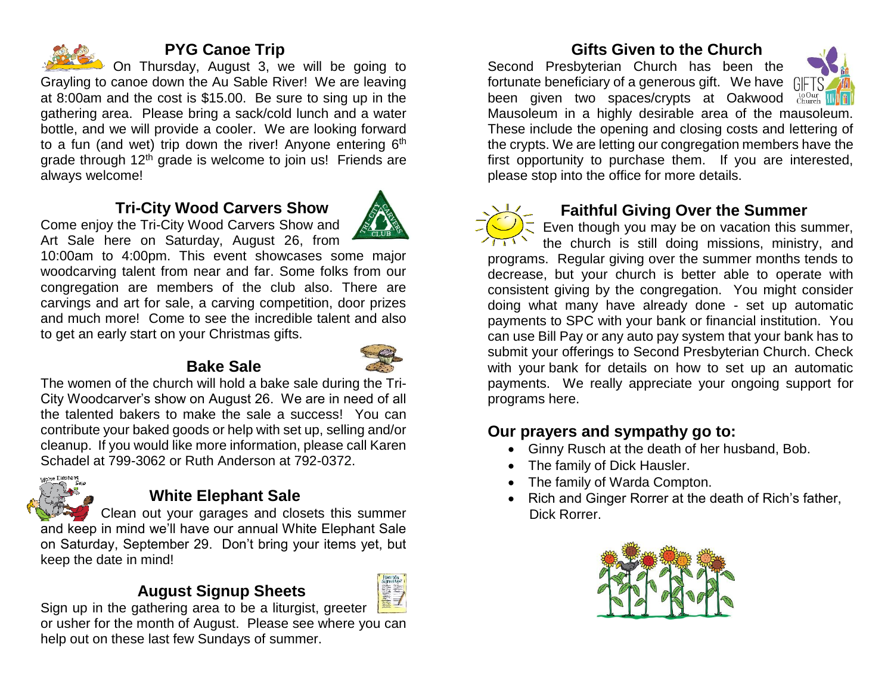## PYG Canoe Trip

On Thursday, August 3, we will be going to Grayling to canoe down the Au Sable River! We are leaving at 8:00am and the cost is $15.00. Be sure to sing up in the gathering area. Please bring a sack/cold lunch and a water bottle, and we will provide a cooler. We are looking forward to a fun (and wet) trip down the river! Anyone entering 6th grade through 12th grade is welcome to join us! Friends are always welcome!

## Tri-City Wood Carvers Show

Come enjoy the Tri-City Wood Carvers Show and Art Sale here on Saturday, August 26, from 10:00am to 4:00pm. This event showcases some major woodcarving talent from near and far. Some folks from our congregation are members of the club also. There are carvings and art for sale, a carving competition, door prizes and much more! Come to see the incredible talent and also to get an early start on your Christmas gifts.

## Bake Sale

The women of the church will hold a bake sale during the Tri-City Woodcarver's show on August 26. We are in need of all the talented bakers to make the sale a success! You can contribute your baked goods or help with set up, selling and/or cleanup. If you would like more information, please call Karen Schadel at 799-3062 or Ruth Anderson at 792-0372.

## White Elephant Sale

Clean out your garages and closets this summer and keep in mind we'll have our annual White Elephant Sale on Saturday, September 29. Don't bring your items yet, but keep the date in mind!

## August Signup Sheets

Sign up in the gathering area to be a liturgist, greeter or usher for the month of August. Please see where you can help out on these last few Sundays of summer.

## Gifts Given to the Church

Second Presbyterian Church has been the fortunate beneficiary of a generous gift. We have been given two spaces/crypts at Oakwood Mausoleum in a highly desirable area of the mausoleum. These include the opening and closing costs and lettering of the crypts. We are letting our congregation members have the first opportunity to purchase them. If you are interested, please stop into the office for more details.

## Faithful Giving Over the Summer

Even though you may be on vacation this summer, the church is still doing missions, ministry, and programs. Regular giving over the summer months tends to decrease, but your church is better able to operate with consistent giving by the congregation. You might consider doing what many have already done - set up automatic payments to SPC with your bank or financial institution. You can use Bill Pay or any auto pay system that your bank has to submit your offerings to Second Presbyterian Church. Check with your bank for details on how to set up an automatic payments. We really appreciate your ongoing support for programs here.

## Our prayers and sympathy go to:

- Ginny Rusch at the death of her husband, Bob.
- The family of Dick Hausler.
- The family of Warda Compton.
- Rich and Ginger Rorrer at the death of Rich's father, Dick Rorrer.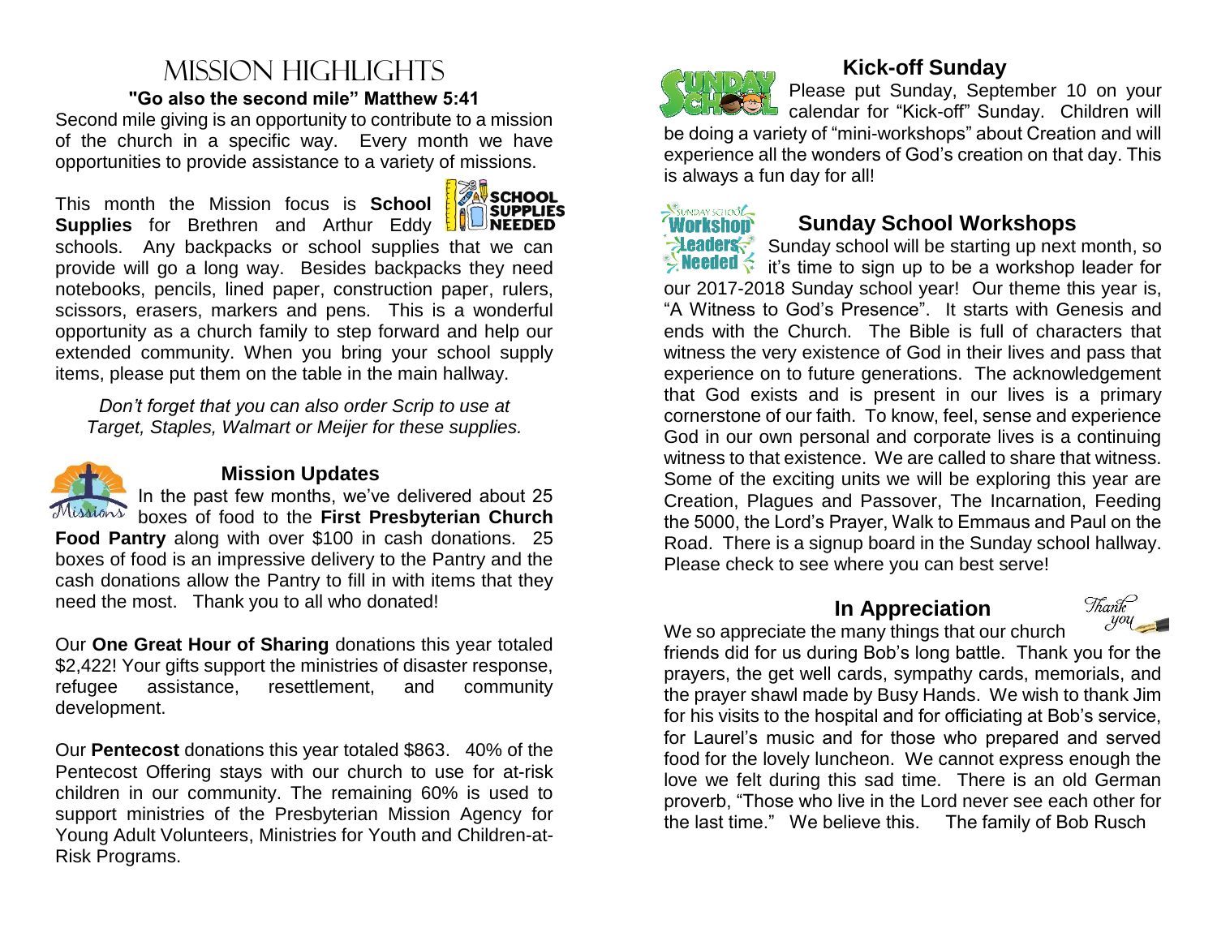# Mission Highlights

**"Go also the second mile" Matthew 5:41**

Second mile giving is an opportunity to contribute to a mission of the church in a specific way. Every month we have opportunities to provide assistance to a variety of missions.

This month the Mission focus is **School Supplies** for Brethren and Arthur Eddy schools. Any backpacks or school supplies that we can provide will go a long way. Besides backpacks they need notebooks, pencils, lined paper, construction paper, rulers, scissors, erasers, markers and pens. This is a wonderful opportunity as a church family to step forward and help our extended community. When you bring your school supply items, please put them on the table in the main hallway.

*Don't forget that you can also order Scrip to use at Target, Staples, Walmart or Meijer for these supplies.*

## Mission Updates

In the past few months, we've delivered about 25 boxes of food to the **First Presbyterian Church Food Pantry** along with over $100 in cash donations. 25 boxes of food is an impressive delivery to the Pantry and the cash donations allow the Pantry to fill in with items that they need the most. Thank you to all who donated!

Our **One Great Hour of Sharing** donations this year totaled $2,422! Your gifts support the ministries of disaster response, refugee assistance, resettlement, and community development.

Our **Pentecost** donations this year totaled $863. 40% of the Pentecost Offering stays with our church to use for at-risk children in our community. The remaining 60% is used to support ministries of the Presbyterian Mission Agency for Young Adult Volunteers, Ministries for Youth and Children-at-Risk Programs.

## Kick-off Sunday

Please put Sunday, September 10 on your calendar for "Kick-off" Sunday. Children will be doing a variety of "mini-workshops" about Creation and will experience all the wonders of God's creation on that day. This is always a fun day for all!

## Sunday School Workshops

Sunday school will be starting up next month, so it's time to sign up to be a workshop leader for our 2017-2018 Sunday school year! Our theme this year is, "A Witness to God's Presence". It starts with Genesis and ends with the Church. The Bible is full of characters that witness the very existence of God in their lives and pass that experience on to future generations. The acknowledgement that God exists and is present in our lives is a primary cornerstone of our faith. To know, feel, sense and experience God in our own personal and corporate lives is a continuing witness to that existence. We are called to share that witness. Some of the exciting units we will be exploring this year are Creation, Plagues and Passover, The Incarnation, Feeding the 5000, the Lord's Prayer, Walk to Emmaus and Paul on the Road. There is a signup board in the Sunday school hallway. Please check to see where you can best serve!

## In Appreciation

We so appreciate the many things that our church friends did for us during Bob's long battle. Thank you for the prayers, the get well cards, sympathy cards, memorials, and the prayer shawl made by Busy Hands. We wish to thank Jim for his visits to the hospital and for officiating at Bob's service, for Laurel's music and for those who prepared and served food for the lovely luncheon. We cannot express enough the love we felt during this sad time. There is an old German proverb, "Those who live in the Lord never see each other for the last time." We believe this. The family of Bob Rusch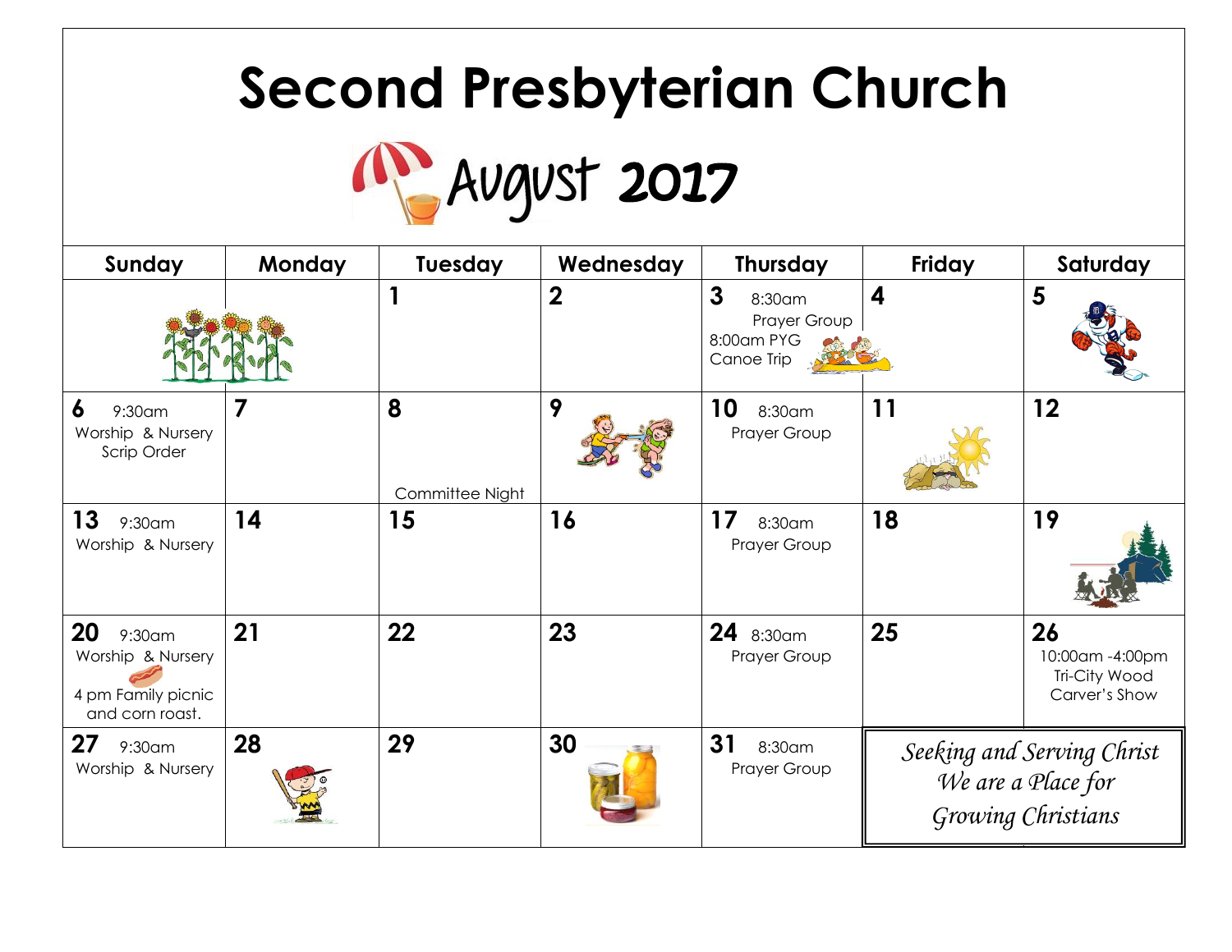# Second Presbyterian Church

## August 2017

| Sunday | Monday | Tuesday | Wednesday | Thursday | Friday | Saturday |
| --- | --- | --- | --- | --- | --- | --- |
| | | 1 | 2 | 3 8:30am Prayer Group 8:00am PYG Canoe Trip | 4 | 5 |
| 6 9:30am Worship & Nursery Scrip Order | 7 | 8 Committee Night | 9 | 10 8:30am Prayer Group | 11 | 12 |
| 13 9:30am Worship & Nursery | 14 | 15 | 16 | 17 8:30am Prayer Group | 18 | 19 |
| 20 9:30am Worship & Nursery 4 pm Family picnic and corn roast. | 21 | 22 | 23 | 24 8:30am Prayer Group | 25 | 26 10:00am -4:00pm Tri-City Wood Carver's Show |
| 27 9:30am Worship & Nursery | 28 | 29 | 30 | 31 8:30am Prayer Group | *Seeking and Serving Christ We are a Place for Growing Christians* | |